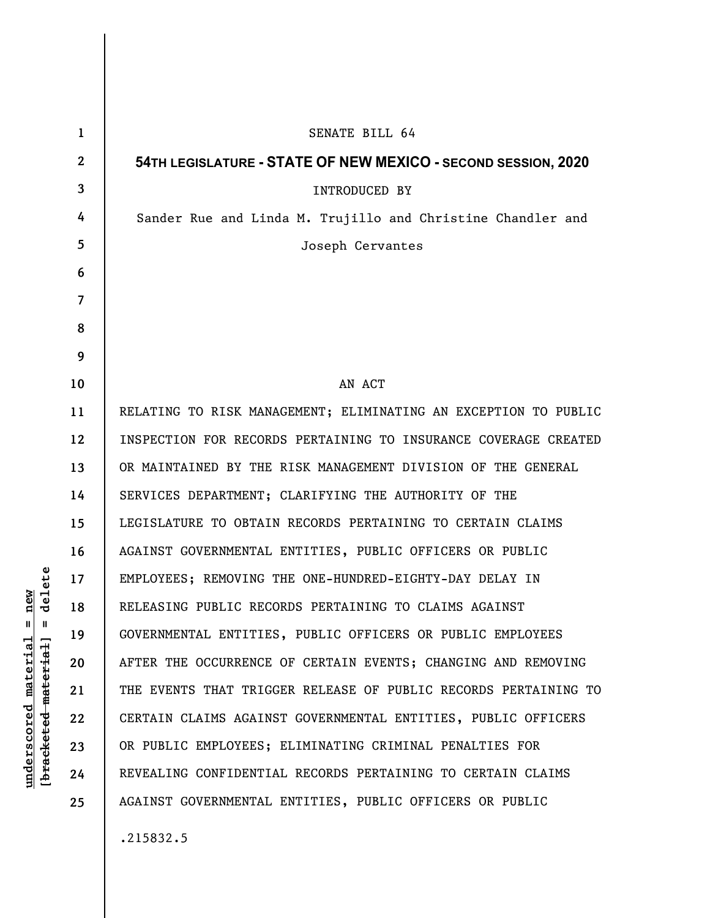SENATE BILL 64

## 54TH LEGISLATURE - STATE OF NEW MEXICO - SECOND SESSION, 2020

INTRODUCED BY

Sander Rue and Linda M. Trujillo and Christine Chandler and Joseph Cervantes

AN ACT

RELATING TO RISK MANAGEMENT; ELIMINATING AN EXCEPTION TO PUBLIC INSPECTION FOR RECORDS PERTAINING TO INSURANCE COVERAGE CREATED OR MAINTAINED BY THE RISK MANAGEMENT DIVISION OF THE GENERAL SERVICES DEPARTMENT; CLARIFYING THE AUTHORITY OF THE LEGISLATURE TO OBTAIN RECORDS PERTAINING TO CERTAIN CLAIMS AGAINST GOVERNMENTAL ENTITIES, PUBLIC OFFICERS OR PUBLIC EMPLOYEES; REMOVING THE ONE-HUNDRED-EIGHTY-DAY DELAY IN RELEASING PUBLIC RECORDS PERTAINING TO CLAIMS AGAINST GOVERNMENTAL ENTITIES, PUBLIC OFFICERS OR PUBLIC EMPLOYEES AFTER THE OCCURRENCE OF CERTAIN EVENTS; CHANGING AND REMOVING THE EVENTS THAT TRIGGER RELEASE OF PUBLIC RECORDS PERTAINING TO CERTAIN CLAIMS AGAINST GOVERNMENTAL ENTITIES, PUBLIC OFFICERS OR PUBLIC EMPLOYEES; ELIMINATING CRIMINAL PENALTIES FOR REVEALING CONFIDENTIAL RECORDS PERTAINING TO CERTAIN CLAIMS AGAINST GOVERNMENTAL ENTITIES, PUBLIC OFFICERS OR PUBLIC

.215832.5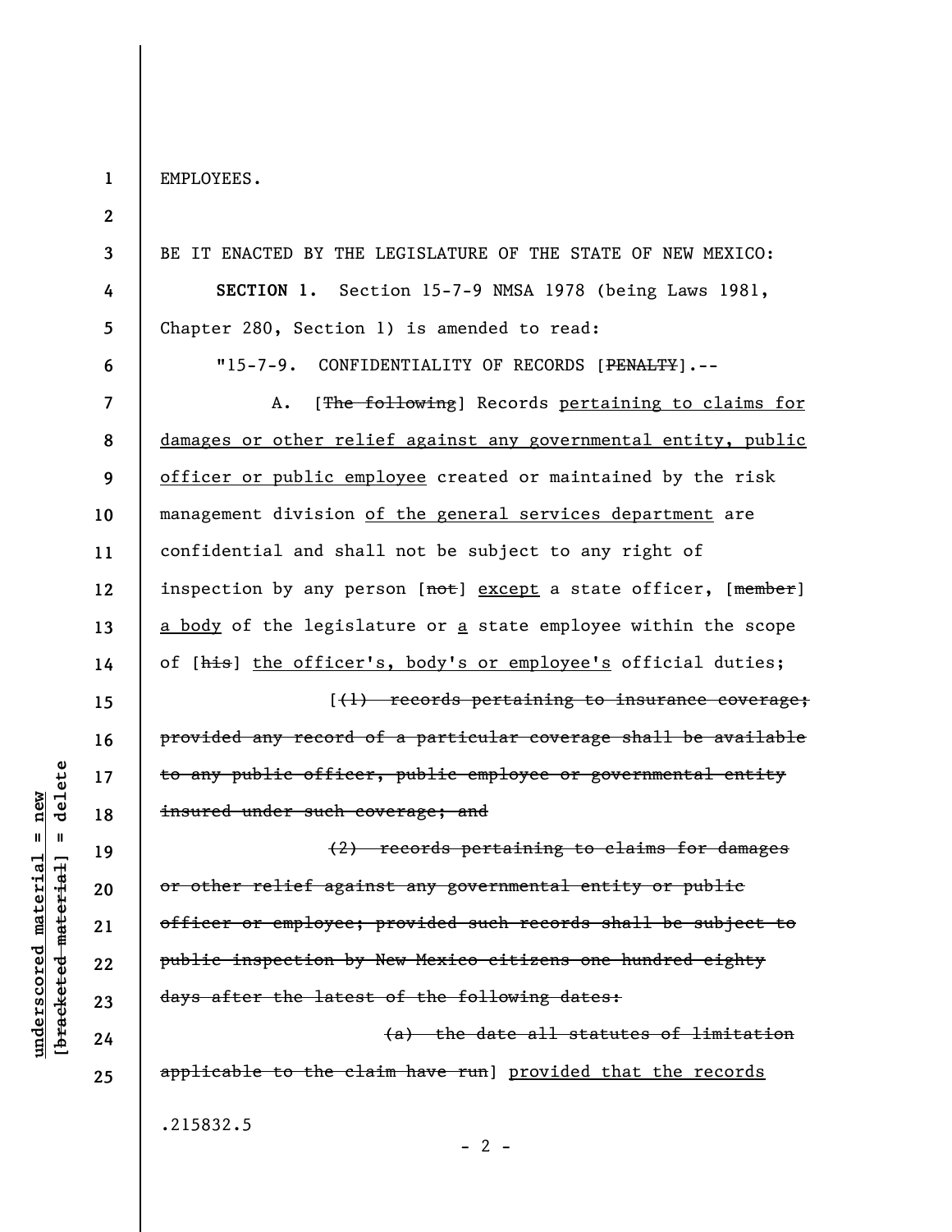EMPLOYEES.

BE IT ENACTED BY THE LEGISLATURE OF THE STATE OF NEW MEXICO:

**SECTION 1.** Section 15-7-9 NMSA 1978 (being Laws 1981, Chapter 280, Section 1) is amended to read:

"15-7-9. CONFIDENTIALITY OF RECORDS [~~PENALTY~~].--

A. [~~The following~~] Records <u>pertaining to claims for damages or other relief against any governmental entity, public officer or public employee</u> created or maintained by the risk management division <u>of the general services department</u> are confidential and shall not be subject to any right of inspection by any person [~~not~~] <u>except</u> a state officer, [~~member~~] <u>a body</u> of the legislature or <u>a</u> state employee within the scope of [~~his~~] <u>the officer's, body's or employee's</u> official duties;

[~~(1) records pertaining to insurance coverage; provided any record of a particular coverage shall be available to any public officer, public employee or governmental entity insured under such coverage; and~~

~~(2) records pertaining to claims for damages or other relief against any governmental entity or public officer or employee; provided such records shall be subject to public inspection by New Mexico citizens one hundred eighty days after the latest of the following dates:~~

~~(a) the date all statutes of limitation applicable to the claim have run~~] <u>provided that the records</u>

.215832.5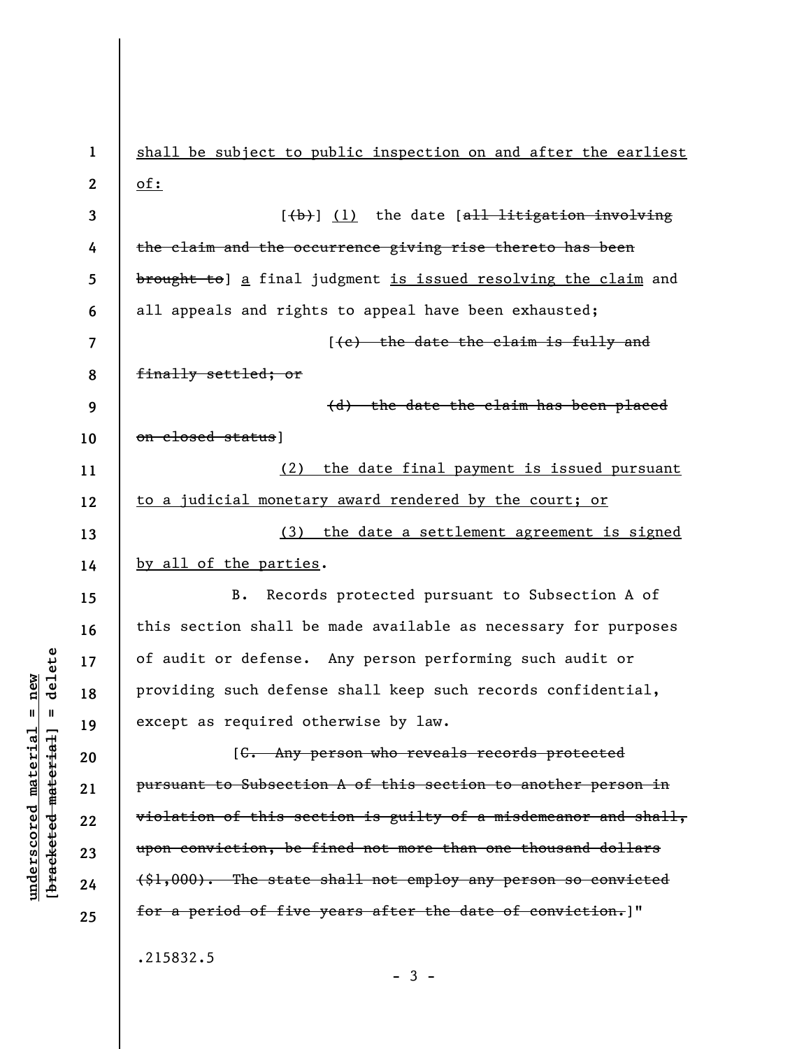shall be subject to public inspection on and after the earliest of:

[~~(b)~~] (1) the date [~~all litigation involving the claim and the occurrence giving rise thereto has been brought to~~] a final judgment is issued resolving the claim and all appeals and rights to appeal have been exhausted;

[~~(c) the date the claim is fully and finally settled; or~~

~~(d) the date the claim has been placed on closed status~~]

(2) the date final payment is issued pursuant to a judicial monetary award rendered by the court; or

(3) the date a settlement agreement is signed by all of the parties.

B. Records protected pursuant to Subsection A of this section shall be made available as necessary for purposes of audit or defense. Any person performing such audit or providing such defense shall keep such records confidential, except as required otherwise by law.

[~~C. Any person who reveals records protected pursuant to Subsection A of this section to another person in violation of this section is guilty of a misdemeanor and shall, upon conviction, be fined not more than one thousand dollars ($1,000). The state shall not employ any person so convicted for a period of five years after the date of conviction.~~]"

.215832.5

underscored material = new
[bracketed material] = delete